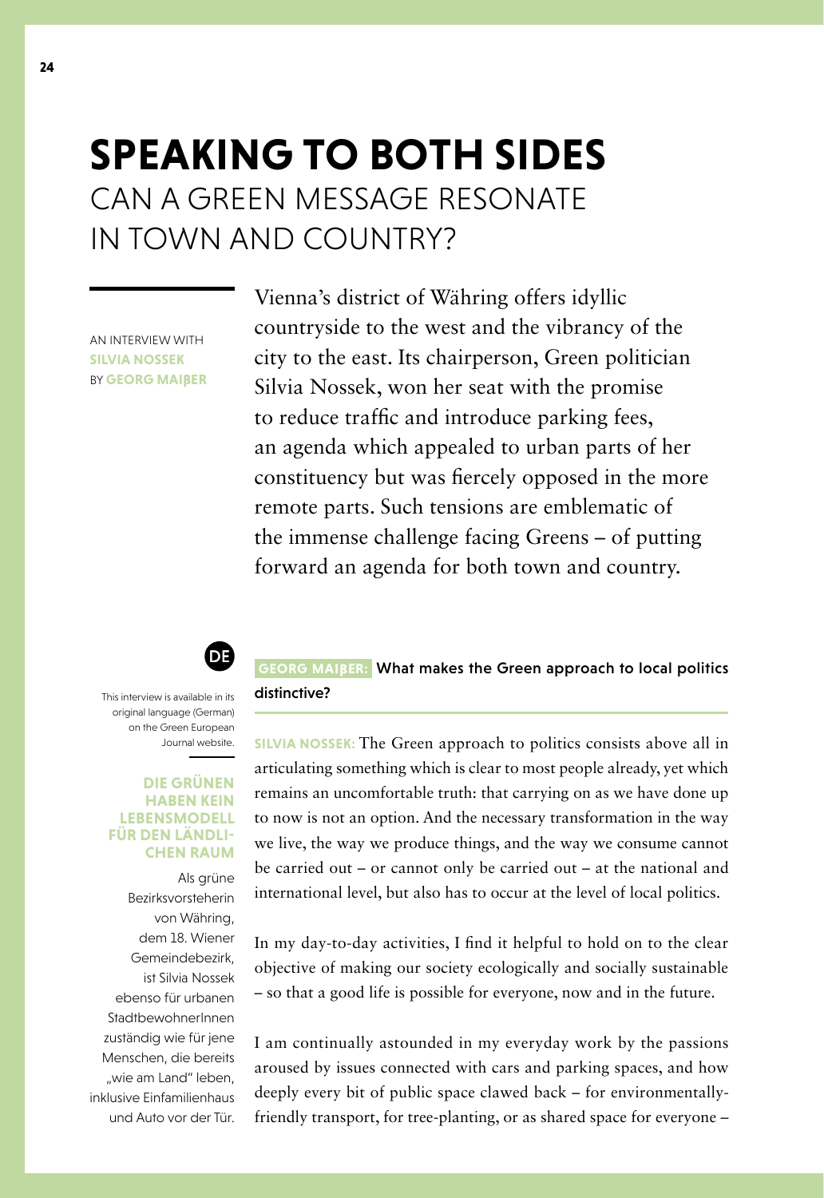# SPEAKING TO BOTH SIDES

## CAN A GREEN MESSAGE RESONATE IN TOWN AND COUNTRY?

AN INTERVIEW WITH **SILVIA NOSSEK** BY **GEORG MAIßER**

Vienna's district of Währing offers idyllic countryside to the west and the vibrancy of the city to the east. Its chairperson, Green politician Silvia Nossek, won her seat with the promise to reduce traffic and introduce parking fees, an agenda which appealed to urban parts of her constituency but was fiercely opposed in the more remote parts. Such tensions are emblematic of the immense challenge facing Greens – of putting forward an agenda for both town and country.

DE

This interview is available in its original language (German) on the Green European Journal website.

**DIE GRÜNEN HABEN KEIN LEBENSMODELL FÜR DEN LÄNDLICHEN RAUM**

Als grüne Bezirksvorsteherin von Währing, dem 18. Wiener Gemeindebezirk, ist Silvia Nossek ebenso für urbanen StadtbewohnerInnen zuständig wie für jene Menschen, die bereits „wie am Land" leben, inklusive Einfamilienhaus und Auto vor der Tür.

**GEORG MAIßER: What makes the Green approach to local politics distinctive?**

**SILVIA NOSSEK:** The Green approach to politics consists above all in articulating something which is clear to most people already, yet which remains an uncomfortable truth: that carrying on as we have done up to now is not an option. And the necessary transformation in the way we live, the way we produce things, and the way we consume cannot be carried out – or cannot only be carried out – at the national and international level, but also has to occur at the level of local politics.

In my day-to-day activities, I find it helpful to hold on to the clear objective of making our society ecologically and socially sustainable – so that a good life is possible for everyone, now and in the future.

I am continually astounded in my everyday work by the passions aroused by issues connected with cars and parking spaces, and how deeply every bit of public space clawed back – for environmentally-friendly transport, for tree-planting, or as shared space for everyone –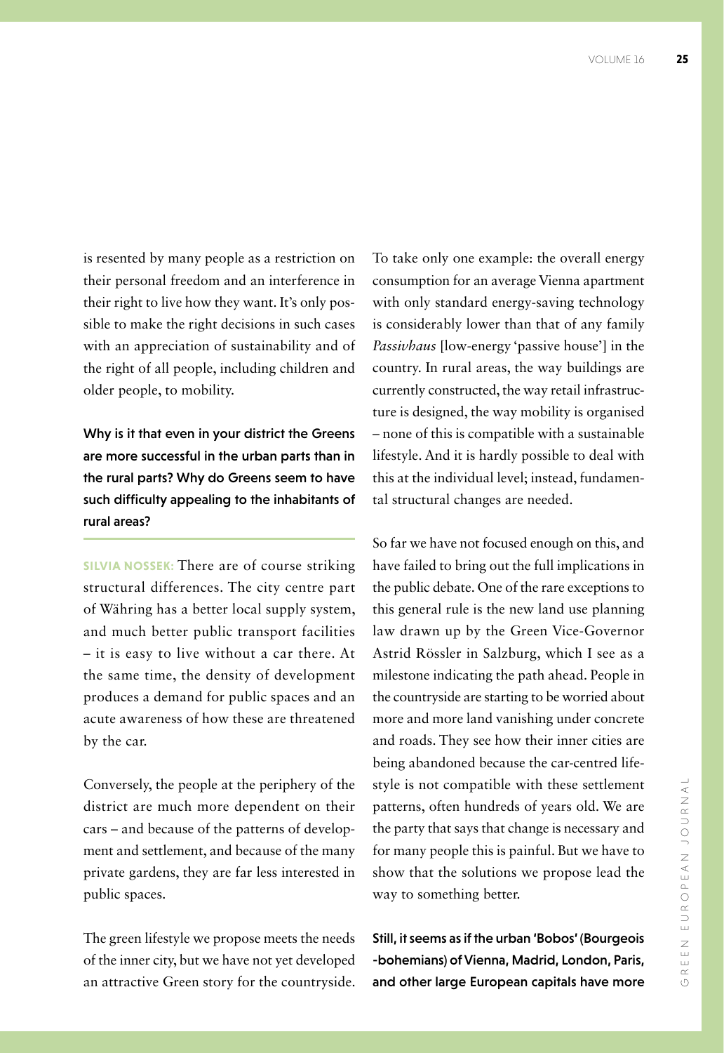is resented by many people as a restriction on their personal freedom and an interference in their right to live how they want. It's only possible to make the right decisions in such cases with an appreciation of sustainability and of the right of all people, including children and older people, to mobility.

**Why is it that even in your district the Greens are more successful in the urban parts than in the rural parts? Why do Greens seem to have such difficulty appealing to the inhabitants of rural areas?**

**SILVIA NOSSEK:** There are of course striking structural differences. The city centre part of Währing has a better local supply system, and much better public transport facilities – it is easy to live without a car there. At the same time, the density of development produces a demand for public spaces and an acute awareness of how these are threatened by the car.

Conversely, the people at the periphery of the district are much more dependent on their cars – and because of the patterns of development and settlement, and because of the many private gardens, they are far less interested in public spaces.

The green lifestyle we propose meets the needs of the inner city, but we have not yet developed an attractive Green story for the countryside. To take only one example: the overall energy consumption for an average Vienna apartment with only standard energy-saving technology is considerably lower than that of any family *Passivhaus* [low-energy 'passive house'] in the country. In rural areas, the way buildings are currently constructed, the way retail infrastructure is designed, the way mobility is organised – none of this is compatible with a sustainable lifestyle. And it is hardly possible to deal with this at the individual level; instead, fundamental structural changes are needed.

So far we have not focused enough on this, and have failed to bring out the full implications in the public debate. One of the rare exceptions to this general rule is the new land use planning law drawn up by the Green Vice-Governor Astrid Rössler in Salzburg, which I see as a milestone indicating the path ahead. People in the countryside are starting to be worried about more and more land vanishing under concrete and roads. They see how their inner cities are being abandoned because the car-centred lifestyle is not compatible with these settlement patterns, often hundreds of years old. We are the party that says that change is necessary and for many people this is painful. But we have to show that the solutions we propose lead the way to something better.

**Still, it seems as if the urban 'Bobos' (Bourgeois -bohemians) of Vienna, Madrid, London, Paris, and other large European capitals have more**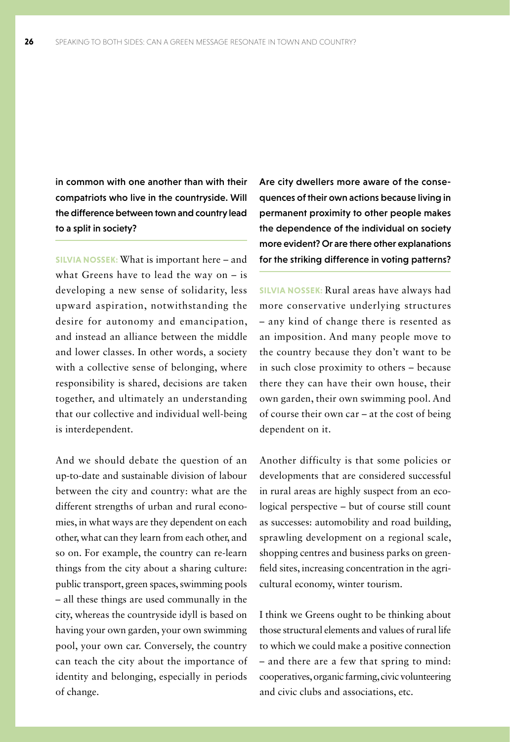**in common with one another than with their compatriots who live in the countryside. Will the difference between town and country lead to a split in society?**

**SILVIA NOSSEK:** What is important here – and what Greens have to lead the way on – is developing a new sense of solidarity, less upward aspiration, notwithstanding the desire for autonomy and emancipation, and instead an alliance between the middle and lower classes. In other words, a society with a collective sense of belonging, where responsibility is shared, decisions are taken together, and ultimately an understanding that our collective and individual well-being is interdependent.

And we should debate the question of an up-to-date and sustainable division of labour between the city and country: what are the different strengths of urban and rural economies, in what ways are they dependent on each other, what can they learn from each other, and so on. For example, the country can re-learn things from the city about a sharing culture: public transport, green spaces, swimming pools – all these things are used communally in the city, whereas the countryside idyll is based on having your own garden, your own swimming pool, your own car. Conversely, the country can teach the city about the importance of identity and belonging, especially in periods of change.

**Are city dwellers more aware of the consequences of their own actions because living in permanent proximity to other people makes the dependence of the individual on society more evident? Or are there other explanations for the striking difference in voting patterns?**

**SILVIA NOSSEK:** Rural areas have always had more conservative underlying structures – any kind of change there is resented as an imposition. And many people move to the country because they don't want to be in such close proximity to others – because there they can have their own house, their own garden, their own swimming pool. And of course their own car – at the cost of being dependent on it.

Another difficulty is that some policies or developments that are considered successful in rural areas are highly suspect from an ecological perspective – but of course still count as successes: automobility and road building, sprawling development on a regional scale, shopping centres and business parks on greenfield sites, increasing concentration in the agricultural economy, winter tourism.

I think we Greens ought to be thinking about those structural elements and values of rural life to which we could make a positive connection – and there are a few that spring to mind: cooperatives, organic farming, civic volunteering and civic clubs and associations, etc.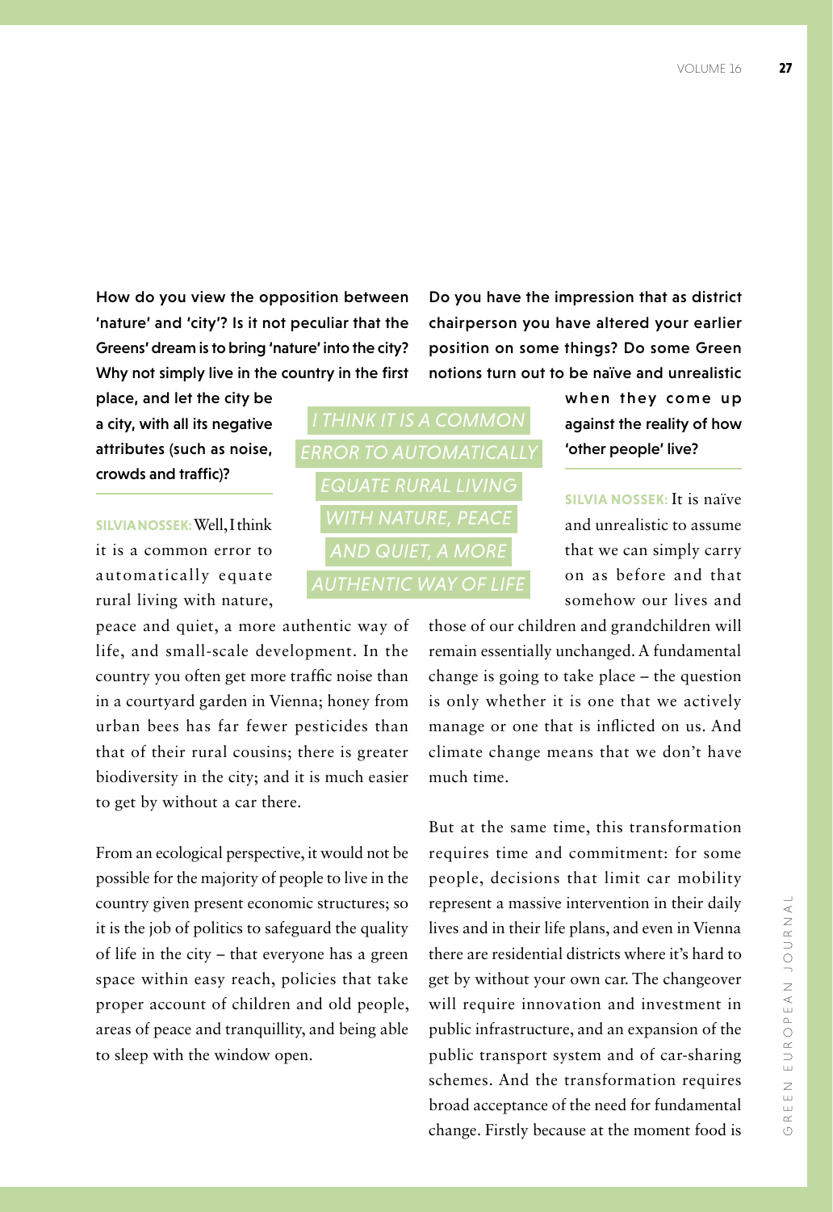**How do you view the opposition between 'nature' and 'city'? Is it not peculiar that the Greens' dream is to bring 'nature' into the city? Why not simply live in the country in the first place, and let the city be a city, with all its negative attributes (such as noise, crowds and traffic)?**

**SILVIA NOSSEK:** Well, I think it is a common error to automatically equate rural living with nature, peace and quiet, a more authentic way of life, and small-scale development. In the country you often get more traffic noise than in a courtyard garden in Vienna; honey from urban bees has far fewer pesticides than that of their rural cousins; there is greater biodiversity in the city; and it is much easier to get by without a car there.

*I THINK IT IS A COMMON ERROR TO AUTOMATICALLY EQUATE RURAL LIVING WITH NATURE, PEACE AND QUIET, A MORE AUTHENTIC WAY OF LIFE*

From an ecological perspective, it would not be possible for the majority of people to live in the country given present economic structures; so it is the job of politics to safeguard the quality of life in the city – that everyone has a green space within easy reach, policies that take proper account of children and old people, areas of peace and tranquillity, and being able to sleep with the window open.

**Do you have the impression that as district chairperson you have altered your earlier position on some things? Do some Green notions turn out to be naïve and unrealistic when they come up against the reality of how 'other people' live?**

**SILVIA NOSSEK:** It is naïve and unrealistic to assume that we can simply carry on as before and that somehow our lives and those of our children and grandchildren will remain essentially unchanged. A fundamental change is going to take place – the question is only whether it is one that we actively manage or one that is inflicted on us. And climate change means that we don't have much time.

But at the same time, this transformation requires time and commitment: for some people, decisions that limit car mobility represent a massive intervention in their daily lives and in their life plans, and even in Vienna there are residential districts where it's hard to get by without your own car. The changeover will require innovation and investment in public infrastructure, and an expansion of the public transport system and of car-sharing schemes. And the transformation requires broad acceptance of the need for fundamental change. Firstly because at the moment food is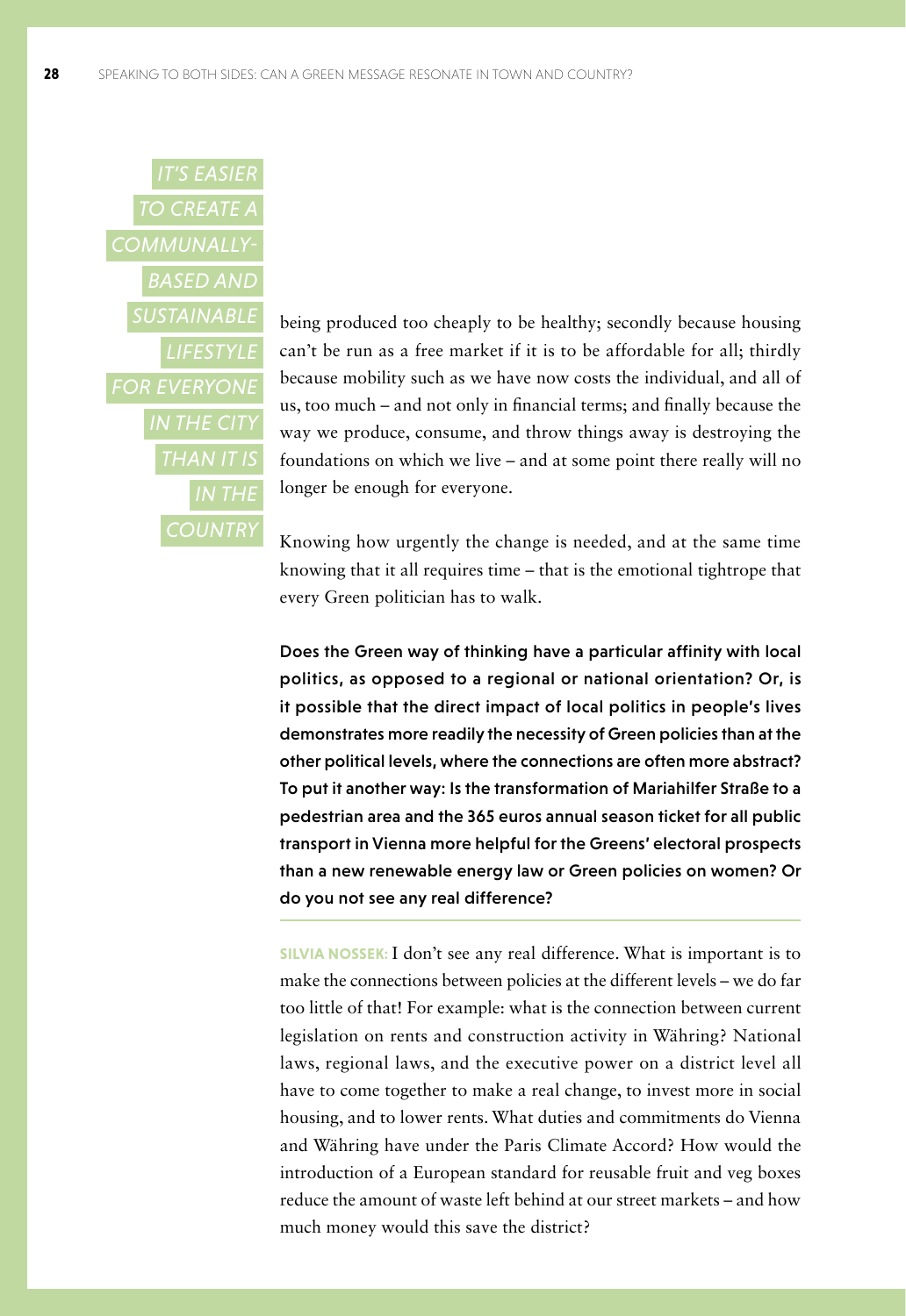*IT'S EASIER TO CREATE A COMMUNALLY-BASED AND SUSTAINABLE LIFESTYLE FOR EVERYONE IN THE CITY THAN IT IS IN THE COUNTRY*

being produced too cheaply to be healthy; secondly because housing can't be run as a free market if it is to be affordable for all; thirdly because mobility such as we have now costs the individual, and all of us, too much – and not only in financial terms; and finally because the way we produce, consume, and throw things away is destroying the foundations on which we live – and at some point there really will no longer be enough for everyone.

Knowing how urgently the change is needed, and at the same time knowing that it all requires time – that is the emotional tightrope that every Green politician has to walk.

**Does the Green way of thinking have a particular affinity with local politics, as opposed to a regional or national orientation? Or, is it possible that the direct impact of local politics in people's lives demonstrates more readily the necessity of Green policies than at the other political levels, where the connections are often more abstract? To put it another way: Is the transformation of Mariahilfer Straße to a pedestrian area and the 365 euros annual season ticket for all public transport in Vienna more helpful for the Greens' electoral prospects than a new renewable energy law or Green policies on women? Or do you not see any real difference?**

**SILVIA NOSSEK:** I don't see any real difference. What is important is to make the connections between policies at the different levels – we do far too little of that! For example: what is the connection between current legislation on rents and construction activity in Währing? National laws, regional laws, and the executive power on a district level all have to come together to make a real change, to invest more in social housing, and to lower rents. What duties and commitments do Vienna and Währing have under the Paris Climate Accord? How would the introduction of a European standard for reusable fruit and veg boxes reduce the amount of waste left behind at our street markets – and how much money would this save the district?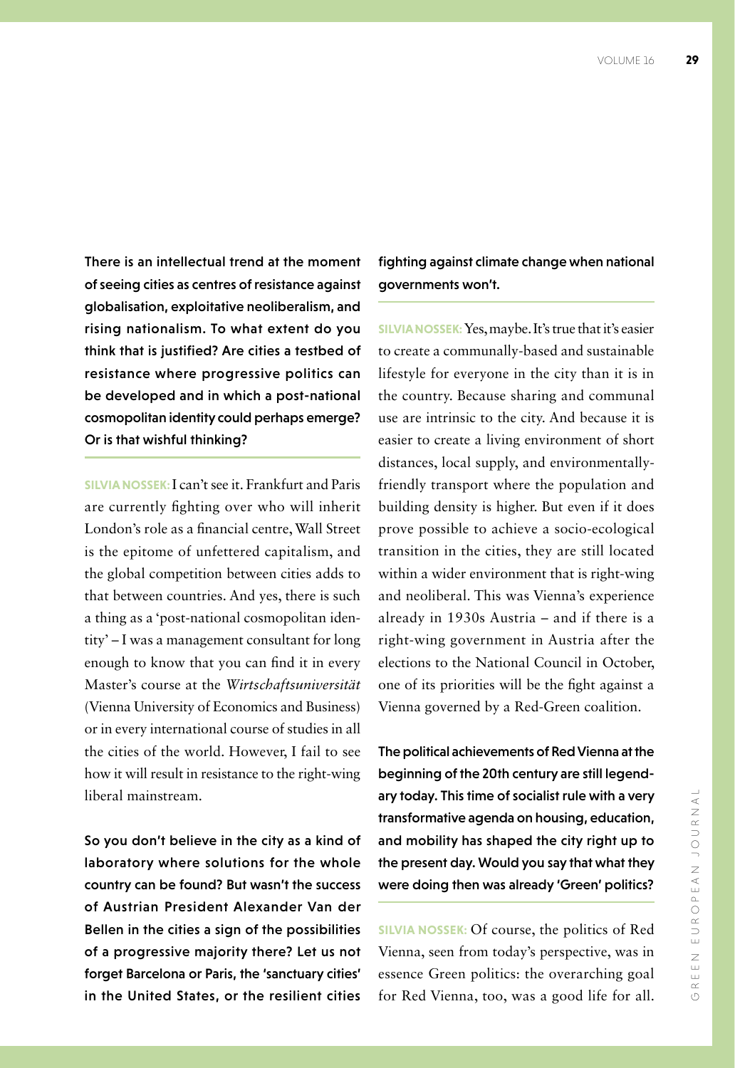**There is an intellectual trend at the moment of seeing cities as centres of resistance against globalisation, exploitative neoliberalism, and rising nationalism. To what extent do you think that is justified? Are cities a testbed of resistance where progressive politics can be developed and in which a post-national cosmopolitan identity could perhaps emerge? Or is that wishful thinking?**

**SILVIA NOSSEK:** I can't see it. Frankfurt and Paris are currently fighting over who will inherit London's role as a financial centre, Wall Street is the epitome of unfettered capitalism, and the global competition between cities adds to that between countries. And yes, there is such a thing as a 'post-national cosmopolitan identity' – I was a management consultant for long enough to know that you can find it in every Master's course at the *Wirtschaftsuniversität* (Vienna University of Economics and Business) or in every international course of studies in all the cities of the world. However, I fail to see how it will result in resistance to the right-wing liberal mainstream.

**So you don't believe in the city as a kind of laboratory where solutions for the whole country can be found? But wasn't the success of Austrian President Alexander Van der Bellen in the cities a sign of the possibilities of a progressive majority there? Let us not forget Barcelona or Paris, the 'sanctuary cities' in the United States, or the resilient cities fighting against climate change when national governments won't.**

**SILVIA NOSSEK:** Yes, maybe. It's true that it's easier to create a communally-based and sustainable lifestyle for everyone in the city than it is in the country. Because sharing and communal use are intrinsic to the city. And because it is easier to create a living environment of short distances, local supply, and environmentally-friendly transport where the population and building density is higher. But even if it does prove possible to achieve a socio-ecological transition in the cities, they are still located within a wider environment that is right-wing and neoliberal. This was Vienna's experience already in 1930s Austria – and if there is a right-wing government in Austria after the elections to the National Council in October, one of its priorities will be the fight against a Vienna governed by a Red-Green coalition.

**The political achievements of Red Vienna at the beginning of the 20th century are still legendary today. This time of socialist rule with a very transformative agenda on housing, education, and mobility has shaped the city right up to the present day. Would you say that what they were doing then was already 'Green' politics?**

**SILVIA NOSSEK:** Of course, the politics of Red Vienna, seen from today's perspective, was in essence Green politics: the overarching goal for Red Vienna, too, was a good life for all.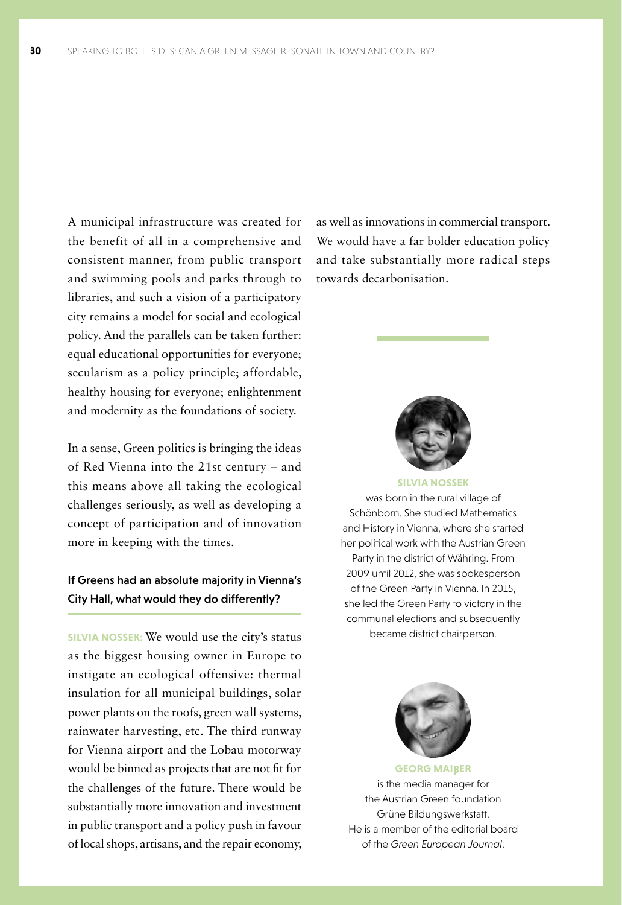A municipal infrastructure was created for the benefit of all in a comprehensive and consistent manner, from public transport and swimming pools and parks through to libraries, and such a vision of a participatory city remains a model for social and ecological policy. And the parallels can be taken further: equal educational opportunities for everyone; secularism as a policy principle; affordable, healthy housing for everyone; enlightenment and modernity as the foundations of society.

In a sense, Green politics is bringing the ideas of Red Vienna into the 21st century – and this means above all taking the ecological challenges seriously, as well as developing a concept of participation and of innovation more in keeping with the times.

### If Greens had an absolute majority in Vienna's City Hall, what would they do differently?

**SILVIA NOSSEK:** We would use the city's status as the biggest housing owner in Europe to instigate an ecological offensive: thermal insulation for all municipal buildings, solar power plants on the roofs, green wall systems, rainwater harvesting, etc. The third runway for Vienna airport and the Lobau motorway would be binned as projects that are not fit for the challenges of the future. There would be substantially more innovation and investment in public transport and a policy push in favour of local shops, artisans, and the repair economy, as well as innovations in commercial transport. We would have a far bolder education policy and take substantially more radical steps towards decarbonisation.

---

**SILVIA NOSSEK**
was born in the rural village of Schönborn. She studied Mathematics and History in Vienna, where she started her political work with the Austrian Green Party in the district of Währing. From 2009 until 2012, she was spokesperson of the Green Party in Vienna. In 2015, she led the Green Party to victory in the communal elections and subsequently became district chairperson.

**GEORG MAIßER**
is the media manager for the Austrian Green foundation Grüne Bildungswerkstatt. He is a member of the editorial board of the *Green European Journal*.